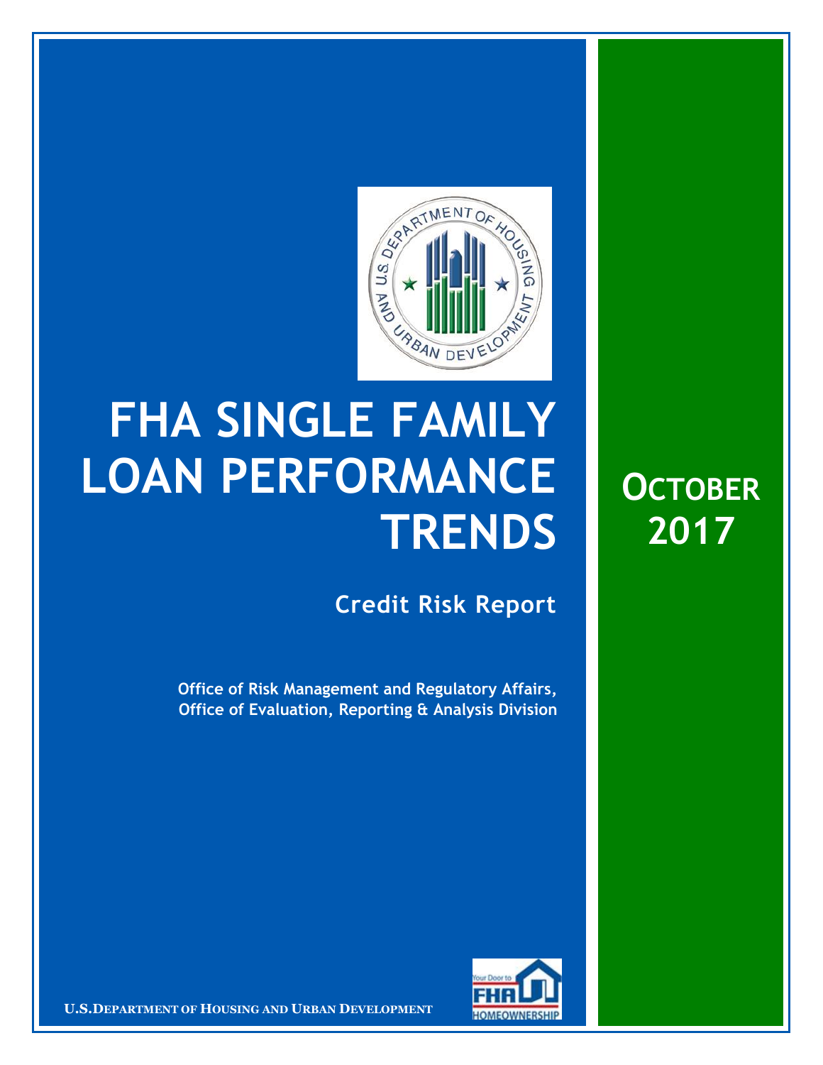# FHA SINGLE FAMILY LOAN PERFORMANCE TRENDS

## Credit Risk Report

**Office of Risk Management and Regulatory Affairs, Office of Evaluation, Reporting & Analysis Division**

**OCTOBER 2017**

**U.S. DEPARTMENT OF HOUSING AND URBAN DEVELOPMENT**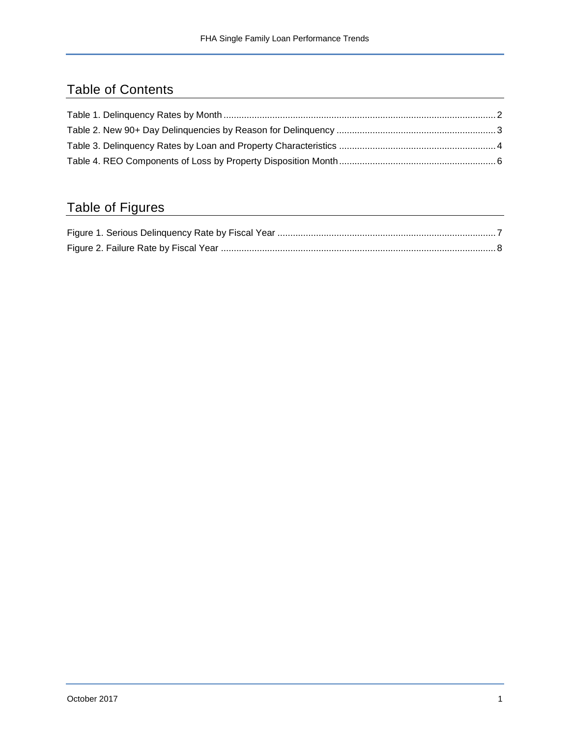## Table of Contents

Table 1. Delinquency Rates by Month .......................................................... 2

Table 2. New 90+ Day Delinquencies by Reason for Delinquency .......................................................... 3

Table 3. Delinquency Rates by Loan and Property Characteristics .......................................................... 4

Table 4. REO Components of Loss by Property Disposition Month .......................................................... 6

## Table of Figures

Figure 1. Serious Delinquency Rate by Fiscal Year .......................................................... 7

Figure 2. Failure Rate by Fiscal Year .......................................................... 8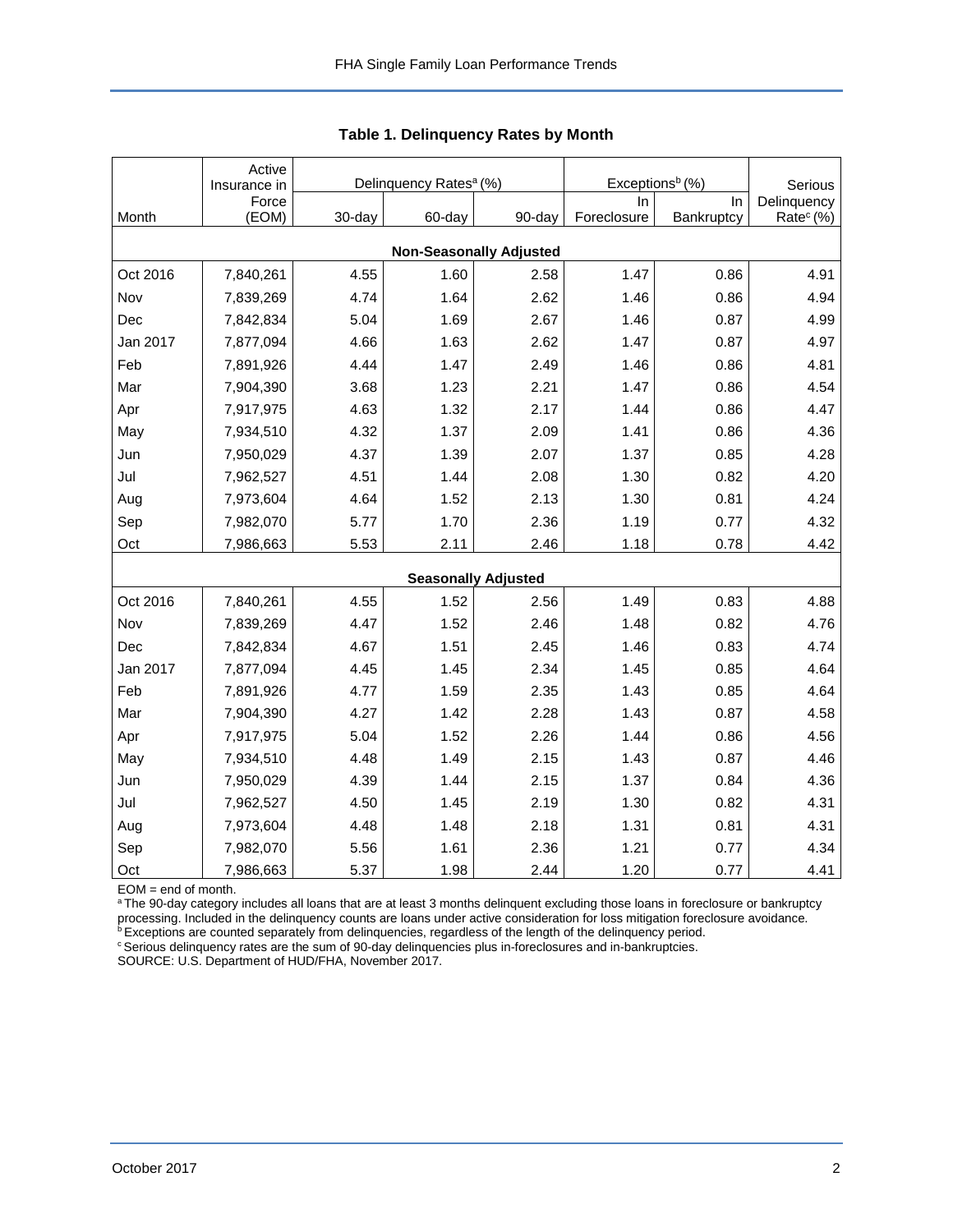**Table 1. Delinquency Rates by Month**

| Month | Active Insurance in Force (EOM) | Delinquency Rates[a] (%) | | | Exceptions[b] (%) | | Serious Delinquency Rate[c] (%) |
|---|---|---|---|---|---|---|---|
| | | 30-day | 60-day | 90-day | In Foreclosure | In Bankruptcy | |
| **Non-Seasonally Adjusted** | | | | | | | |
| Oct 2016 | 7,840,261 | 4.55 | 1.60 | 2.58 | 1.47 | 0.86 | 4.91 |
| Nov | 7,839,269 | 4.74 | 1.64 | 2.62 | 1.46 | 0.86 | 4.94 |
| Dec | 7,842,834 | 5.04 | 1.69 | 2.67 | 1.46 | 0.87 | 4.99 |
| Jan 2017 | 7,877,094 | 4.66 | 1.63 | 2.62 | 1.47 | 0.87 | 4.97 |
| Feb | 7,891,926 | 4.44 | 1.47 | 2.49 | 1.46 | 0.86 | 4.81 |
| Mar | 7,904,390 | 3.68 | 1.23 | 2.21 | 1.47 | 0.86 | 4.54 |
| Apr | 7,917,975 | 4.63 | 1.32 | 2.17 | 1.44 | 0.86 | 4.47 |
| May | 7,934,510 | 4.32 | 1.37 | 2.09 | 1.41 | 0.86 | 4.36 |
| Jun | 7,950,029 | 4.37 | 1.39 | 2.07 | 1.37 | 0.85 | 4.28 |
| Jul | 7,962,527 | 4.51 | 1.44 | 2.08 | 1.30 | 0.82 | 4.20 |
| Aug | 7,973,604 | 4.64 | 1.52 | 2.13 | 1.30 | 0.81 | 4.24 |
| Sep | 7,982,070 | 5.77 | 1.70 | 2.36 | 1.19 | 0.77 | 4.32 |
| Oct | 7,986,663 | 5.53 | 2.11 | 2.46 | 1.18 | 0.78 | 4.42 |
| **Seasonally Adjusted** | | | | | | | |
| Oct 2016 | 7,840,261 | 4.55 | 1.52 | 2.56 | 1.49 | 0.83 | 4.88 |
| Nov | 7,839,269 | 4.47 | 1.52 | 2.46 | 1.48 | 0.82 | 4.76 |
| Dec | 7,842,834 | 4.67 | 1.51 | 2.45 | 1.46 | 0.83 | 4.74 |
| Jan 2017 | 7,877,094 | 4.45 | 1.45 | 2.34 | 1.45 | 0.85 | 4.64 |
| Feb | 7,891,926 | 4.77 | 1.59 | 2.35 | 1.43 | 0.85 | 4.64 |
| Mar | 7,904,390 | 4.27 | 1.42 | 2.28 | 1.43 | 0.87 | 4.58 |
| Apr | 7,917,975 | 5.04 | 1.52 | 2.26 | 1.44 | 0.86 | 4.56 |
| May | 7,934,510 | 4.48 | 1.49 | 2.15 | 1.43 | 0.87 | 4.46 |
| Jun | 7,950,029 | 4.39 | 1.44 | 2.15 | 1.37 | 0.84 | 4.36 |
| Jul | 7,962,527 | 4.50 | 1.45 | 2.19 | 1.30 | 0.82 | 4.31 |
| Aug | 7,973,604 | 4.48 | 1.48 | 2.18 | 1.31 | 0.81 | 4.31 |
| Sep | 7,982,070 | 5.56 | 1.61 | 2.36 | 1.21 | 0.77 | 4.34 |
| Oct | 7,986,663 | 5.37 | 1.98 | 2.44 | 1.20 | 0.77 | 4.41 |

EOM = end of month.

[a] The 90-day category includes all loans that are at least 3 months delinquent excluding those loans in foreclosure or bankruptcy processing. Included in the delinquency counts are loans under active consideration for loss mitigation foreclosure avoidance.

[b] Exceptions are counted separately from delinquencies, regardless of the length of the delinquency period.

[c] Serious delinquency rates are the sum of 90-day delinquencies plus in-foreclosures and in-bankruptcies.

SOURCE: U.S. Department of HUD/FHA, November 2017.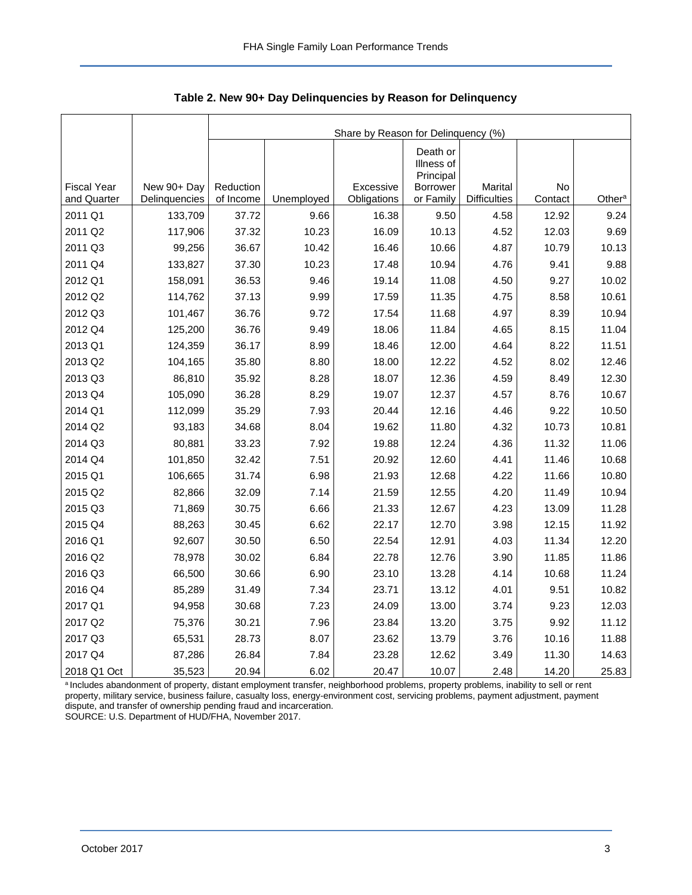**Table 2. New 90+ Day Delinquencies by Reason for Delinquency**

| | | Share by Reason for Delinquency (%) | | | | | | |
|---|---|---|---|---|---|---|---|---|
| Fiscal Year and Quarter | New 90+ Day Delinquencies | Reduction of Income | Unemployed | Excessive Obligations | Death or Illness of Principal Borrower or Family | Marital Difficulties | No Contact | Other[a] |
| 2011 Q1 | 133,709 | 37.72 | 9.66 | 16.38 | 9.50 | 4.58 | 12.92 | 9.24 |
| 2011 Q2 | 117,906 | 37.32 | 10.23 | 16.09 | 10.13 | 4.52 | 12.03 | 9.69 |
| 2011 Q3 | 99,256 | 36.67 | 10.42 | 16.46 | 10.66 | 4.87 | 10.79 | 10.13 |
| 2011 Q4 | 133,827 | 37.30 | 10.23 | 17.48 | 10.94 | 4.76 | 9.41 | 9.88 |
| 2012 Q1 | 158,091 | 36.53 | 9.46 | 19.14 | 11.08 | 4.50 | 9.27 | 10.02 |
| 2012 Q2 | 114,762 | 37.13 | 9.99 | 17.59 | 11.35 | 4.75 | 8.58 | 10.61 |
| 2012 Q3 | 101,467 | 36.76 | 9.72 | 17.54 | 11.68 | 4.97 | 8.39 | 10.94 |
| 2012 Q4 | 125,200 | 36.76 | 9.49 | 18.06 | 11.84 | 4.65 | 8.15 | 11.04 |
| 2013 Q1 | 124,359 | 36.17 | 8.99 | 18.46 | 12.00 | 4.64 | 8.22 | 11.51 |
| 2013 Q2 | 104,165 | 35.80 | 8.80 | 18.00 | 12.22 | 4.52 | 8.02 | 12.46 |
| 2013 Q3 | 86,810 | 35.92 | 8.28 | 18.07 | 12.36 | 4.59 | 8.49 | 12.30 |
| 2013 Q4 | 105,090 | 36.28 | 8.29 | 19.07 | 12.37 | 4.57 | 8.76 | 10.67 |
| 2014 Q1 | 112,099 | 35.29 | 7.93 | 20.44 | 12.16 | 4.46 | 9.22 | 10.50 |
| 2014 Q2 | 93,183 | 34.68 | 8.04 | 19.62 | 11.80 | 4.32 | 10.73 | 10.81 |
| 2014 Q3 | 80,881 | 33.23 | 7.92 | 19.88 | 12.24 | 4.36 | 11.32 | 11.06 |
| 2014 Q4 | 101,850 | 32.42 | 7.51 | 20.92 | 12.60 | 4.41 | 11.46 | 10.68 |
| 2015 Q1 | 106,665 | 31.74 | 6.98 | 21.93 | 12.68 | 4.22 | 11.66 | 10.80 |
| 2015 Q2 | 82,866 | 32.09 | 7.14 | 21.59 | 12.55 | 4.20 | 11.49 | 10.94 |
| 2015 Q3 | 71,869 | 30.75 | 6.66 | 21.33 | 12.67 | 4.23 | 13.09 | 11.28 |
| 2015 Q4 | 88,263 | 30.45 | 6.62 | 22.17 | 12.70 | 3.98 | 12.15 | 11.92 |
| 2016 Q1 | 92,607 | 30.50 | 6.50 | 22.54 | 12.91 | 4.03 | 11.34 | 12.20 |
| 2016 Q2 | 78,978 | 30.02 | 6.84 | 22.78 | 12.76 | 3.90 | 11.85 | 11.86 |
| 2016 Q3 | 66,500 | 30.66 | 6.90 | 23.10 | 13.28 | 4.14 | 10.68 | 11.24 |
| 2016 Q4 | 85,289 | 31.49 | 7.34 | 23.71 | 13.12 | 4.01 | 9.51 | 10.82 |
| 2017 Q1 | 94,958 | 30.68 | 7.23 | 24.09 | 13.00 | 3.74 | 9.23 | 12.03 |
| 2017 Q2 | 75,376 | 30.21 | 7.96 | 23.84 | 13.20 | 3.75 | 9.92 | 11.12 |
| 2017 Q3 | 65,531 | 28.73 | 8.07 | 23.62 | 13.79 | 3.76 | 10.16 | 11.88 |
| 2017 Q4 | 87,286 | 26.84 | 7.84 | 23.28 | 12.62 | 3.49 | 11.30 | 14.63 |
| 2018 Q1 Oct | 35,523 | 20.94 | 6.02 | 20.47 | 10.07 | 2.48 | 14.20 | 25.83 |

[a] Includes abandonment of property, distant employment transfer, neighborhood problems, property problems, inability to sell or rent property, military service, business failure, casualty loss, energy-environment cost, servicing problems, payment adjustment, payment dispute, and transfer of ownership pending fraud and incarceration.

SOURCE: U.S. Department of HUD/FHA, November 2017.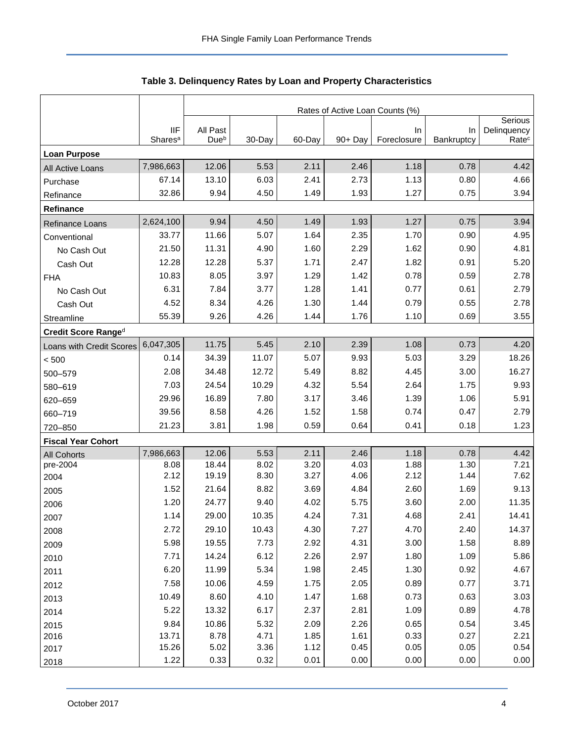## Table 3. Delinquency Rates by Loan and Property Characteristics

| | IIF Shares[a] | Rates of Active Loan Counts (%) | | | | | | |
|---|---|---|---|---|---|---|---|---|
| | | All Past Due[b] | 30-Day | 60-Day | 90+ Day | In Foreclosure | In Bankruptcy | Serious Delinquency Rate[c] |
| **Loan Purpose** | | | | | | | | |
| All Active Loans | 7,986,663 | 12.06 | 5.53 | 2.11 | 2.46 | 1.18 | 0.78 | 4.42 |
| Purchase | 67.14 | 13.10 | 6.03 | 2.41 | 2.73 | 1.13 | 0.80 | 4.66 |
| Refinance | 32.86 | 9.94 | 4.50 | 1.49 | 1.93 | 1.27 | 0.75 | 3.94 |
| **Refinance** | | | | | | | | |
| Refinance Loans | 2,624,100 | 9.94 | 4.50 | 1.49 | 1.93 | 1.27 | 0.75 | 3.94 |
| Conventional | 33.77 | 11.66 | 5.07 | 1.64 | 2.35 | 1.70 | 0.90 | 4.95 |
| No Cash Out | 21.50 | 11.31 | 4.90 | 1.60 | 2.29 | 1.62 | 0.90 | 4.81 |
| Cash Out | 12.28 | 12.28 | 5.37 | 1.71 | 2.47 | 1.82 | 0.91 | 5.20 |
| FHA | 10.83 | 8.05 | 3.97 | 1.29 | 1.42 | 0.78 | 0.59 | 2.78 |
| No Cash Out | 6.31 | 7.84 | 3.77 | 1.28 | 1.41 | 0.77 | 0.61 | 2.79 |
| Cash Out | 4.52 | 8.34 | 4.26 | 1.30 | 1.44 | 0.79 | 0.55 | 2.78 |
| Streamline | 55.39 | 9.26 | 4.26 | 1.44 | 1.76 | 1.10 | 0.69 | 3.55 |
| **Credit Score Range[d]** | | | | | | | | |
| Loans with Credit Scores | 6,047,305 | 11.75 | 5.45 | 2.10 | 2.39 | 1.08 | 0.73 | 4.20 |
| < 500 | 0.14 | 34.39 | 11.07 | 5.07 | 9.93 | 5.03 | 3.29 | 18.26 |
| 500–579 | 2.08 | 34.48 | 12.72 | 5.49 | 8.82 | 4.45 | 3.00 | 16.27 |
| 580–619 | 7.03 | 24.54 | 10.29 | 4.32 | 5.54 | 2.64 | 1.75 | 9.93 |
| 620–659 | 29.96 | 16.89 | 7.80 | 3.17 | 3.46 | 1.39 | 1.06 | 5.91 |
| 660–719 | 39.56 | 8.58 | 4.26 | 1.52 | 1.58 | 0.74 | 0.47 | 2.79 |
| 720–850 | 21.23 | 3.81 | 1.98 | 0.59 | 0.64 | 0.41 | 0.18 | 1.23 |
| **Fiscal Year Cohort** | | | | | | | | |
| All Cohorts | 7,986,663 | 12.06 | 5.53 | 2.11 | 2.46 | 1.18 | 0.78 | 4.42 |
| pre-2004 | 8.08 | 18.44 | 8.02 | 3.20 | 4.03 | 1.88 | 1.30 | 7.21 |
| 2004 | 2.12 | 19.19 | 8.30 | 3.27 | 4.06 | 2.12 | 1.44 | 7.62 |
| 2005 | 1.52 | 21.64 | 8.82 | 3.69 | 4.84 | 2.60 | 1.69 | 9.13 |
| 2006 | 1.20 | 24.77 | 9.40 | 4.02 | 5.75 | 3.60 | 2.00 | 11.35 |
| 2007 | 1.14 | 29.00 | 10.35 | 4.24 | 7.31 | 4.68 | 2.41 | 14.41 |
| 2008 | 2.72 | 29.10 | 10.43 | 4.30 | 7.27 | 4.70 | 2.40 | 14.37 |
| 2009 | 5.98 | 19.55 | 7.73 | 2.92 | 4.31 | 3.00 | 1.58 | 8.89 |
| 2010 | 7.71 | 14.24 | 6.12 | 2.26 | 2.97 | 1.80 | 1.09 | 5.86 |
| 2011 | 6.20 | 11.99 | 5.34 | 1.98 | 2.45 | 1.30 | 0.92 | 4.67 |
| 2012 | 7.58 | 10.06 | 4.59 | 1.75 | 2.05 | 0.89 | 0.77 | 3.71 |
| 2013 | 10.49 | 8.60 | 4.10 | 1.47 | 1.68 | 0.73 | 0.63 | 3.03 |
| 2014 | 5.22 | 13.32 | 6.17 | 2.37 | 2.81 | 1.09 | 0.89 | 4.78 |
| 2015 | 9.84 | 10.86 | 5.32 | 2.09 | 2.26 | 0.65 | 0.54 | 3.45 |
| 2016 | 13.71 | 8.78 | 4.71 | 1.85 | 1.61 | 0.33 | 0.27 | 2.21 |
| 2017 | 15.26 | 5.02 | 3.36 | 1.12 | 0.45 | 0.05 | 0.05 | 0.54 |
| 2018 | 1.22 | 0.33 | 0.32 | 0.01 | 0.00 | 0.00 | 0.00 | 0.00 |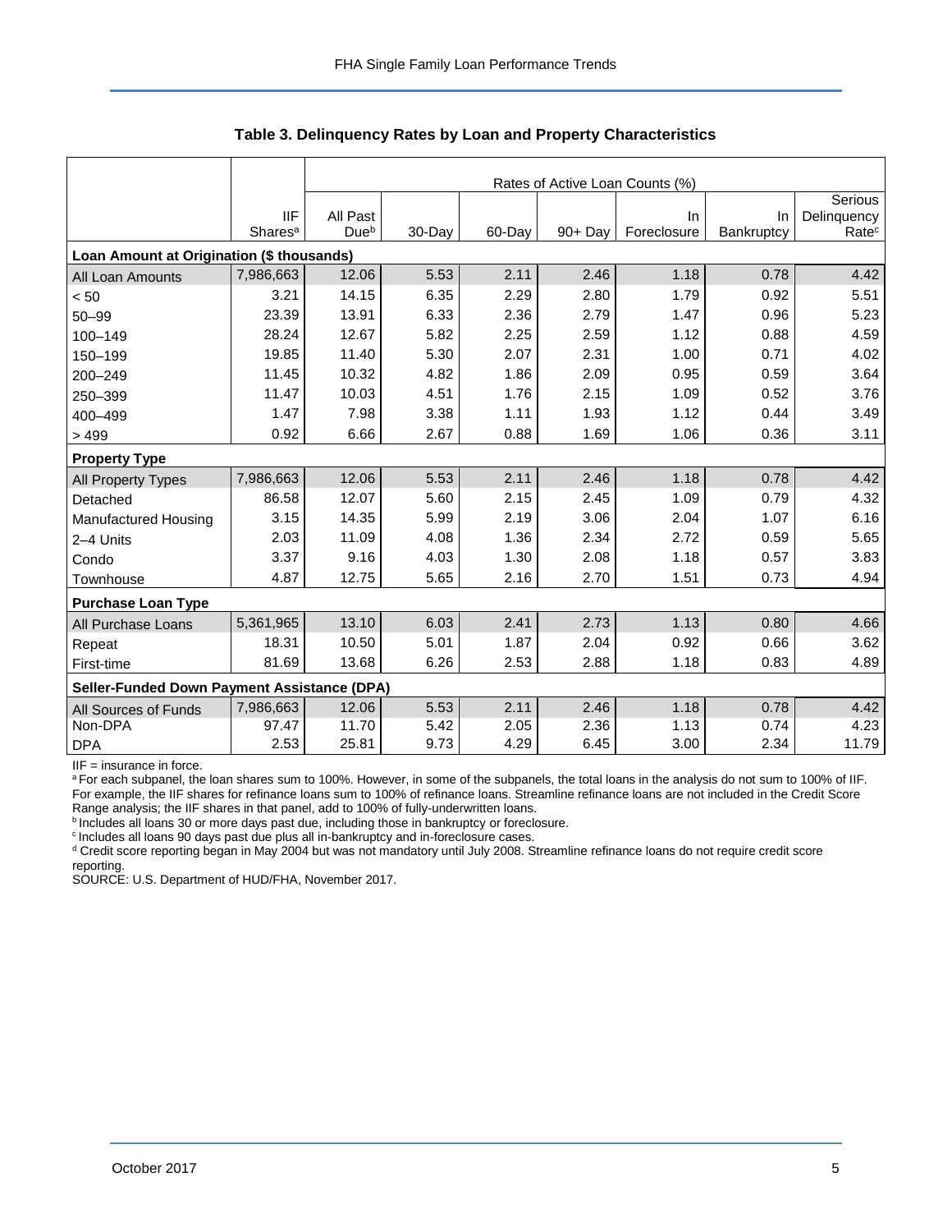### Table 3. Delinquency Rates by Loan and Property Characteristics

| | IIF Shares[a] | Rates of Active Loan Counts (%) | | | | | | |
|---|---|---|---|---|---|---|---|---|
| | | All Past Due[b] | 30-Day | 60-Day | 90+ Day | In Foreclosure | In Bankruptcy | Serious Delinquency Rate[c] |
| **Loan Amount at Origination ($ thousands)** | | | | | | | | |
| All Loan Amounts | 7,986,663 | 12.06 | 5.53 | 2.11 | 2.46 | 1.18 | 0.78 | 4.42 |
| < 50 | 3.21 | 14.15 | 6.35 | 2.29 | 2.80 | 1.79 | 0.92 | 5.51 |
| 50–99 | 23.39 | 13.91 | 6.33 | 2.36 | 2.79 | 1.47 | 0.96 | 5.23 |
| 100–149 | 28.24 | 12.67 | 5.82 | 2.25 | 2.59 | 1.12 | 0.88 | 4.59 |
| 150–199 | 19.85 | 11.40 | 5.30 | 2.07 | 2.31 | 1.00 | 0.71 | 4.02 |
| 200–249 | 11.45 | 10.32 | 4.82 | 1.86 | 2.09 | 0.95 | 0.59 | 3.64 |
| 250–399 | 11.47 | 10.03 | 4.51 | 1.76 | 2.15 | 1.09 | 0.52 | 3.76 |
| 400–499 | 1.47 | 7.98 | 3.38 | 1.11 | 1.93 | 1.12 | 0.44 | 3.49 |
| > 499 | 0.92 | 6.66 | 2.67 | 0.88 | 1.69 | 1.06 | 0.36 | 3.11 |
| **Property Type** | | | | | | | | |
| All Property Types | 7,986,663 | 12.06 | 5.53 | 2.11 | 2.46 | 1.18 | 0.78 | 4.42 |
| Detached | 86.58 | 12.07 | 5.60 | 2.15 | 2.45 | 1.09 | 0.79 | 4.32 |
| Manufactured Housing | 3.15 | 14.35 | 5.99 | 2.19 | 3.06 | 2.04 | 1.07 | 6.16 |
| 2–4 Units | 2.03 | 11.09 | 4.08 | 1.36 | 2.34 | 2.72 | 0.59 | 5.65 |
| Condo | 3.37 | 9.16 | 4.03 | 1.30 | 2.08 | 1.18 | 0.57 | 3.83 |
| Townhouse | 4.87 | 12.75 | 5.65 | 2.16 | 2.70 | 1.51 | 0.73 | 4.94 |
| **Purchase Loan Type** | | | | | | | | |
| All Purchase Loans | 5,361,965 | 13.10 | 6.03 | 2.41 | 2.73 | 1.13 | 0.80 | 4.66 |
| Repeat | 18.31 | 10.50 | 5.01 | 1.87 | 2.04 | 0.92 | 0.66 | 3.62 |
| First-time | 81.69 | 13.68 | 6.26 | 2.53 | 2.88 | 1.18 | 0.83 | 4.89 |
| **Seller-Funded Down Payment Assistance (DPA)** | | | | | | | | |
| All Sources of Funds | 7,986,663 | 12.06 | 5.53 | 2.11 | 2.46 | 1.18 | 0.78 | 4.42 |
| Non-DPA | 97.47 | 11.70 | 5.42 | 2.05 | 2.36 | 1.13 | 0.74 | 4.23 |
| DPA | 2.53 | 25.81 | 9.73 | 4.29 | 6.45 | 3.00 | 2.34 | 11.79 |

IIF = insurance in force.

[a] For each subpanel, the loan shares sum to 100%. However, in some of the subpanels, the total loans in the analysis do not sum to 100% of IIF. For example, the IIF shares for refinance loans sum to 100% of refinance loans. Streamline refinance loans are not included in the Credit Score Range analysis; the IIF shares in that panel, add to 100% of fully-underwritten loans.

[b] Includes all loans 30 or more days past due, including those in bankruptcy or foreclosure.

[c] Includes all loans 90 days past due plus all in-bankruptcy and in-foreclosure cases.

[d] Credit score reporting began in May 2004 but was not mandatory until July 2008. Streamline refinance loans do not require credit score reporting.

SOURCE: U.S. Department of HUD/FHA, November 2017.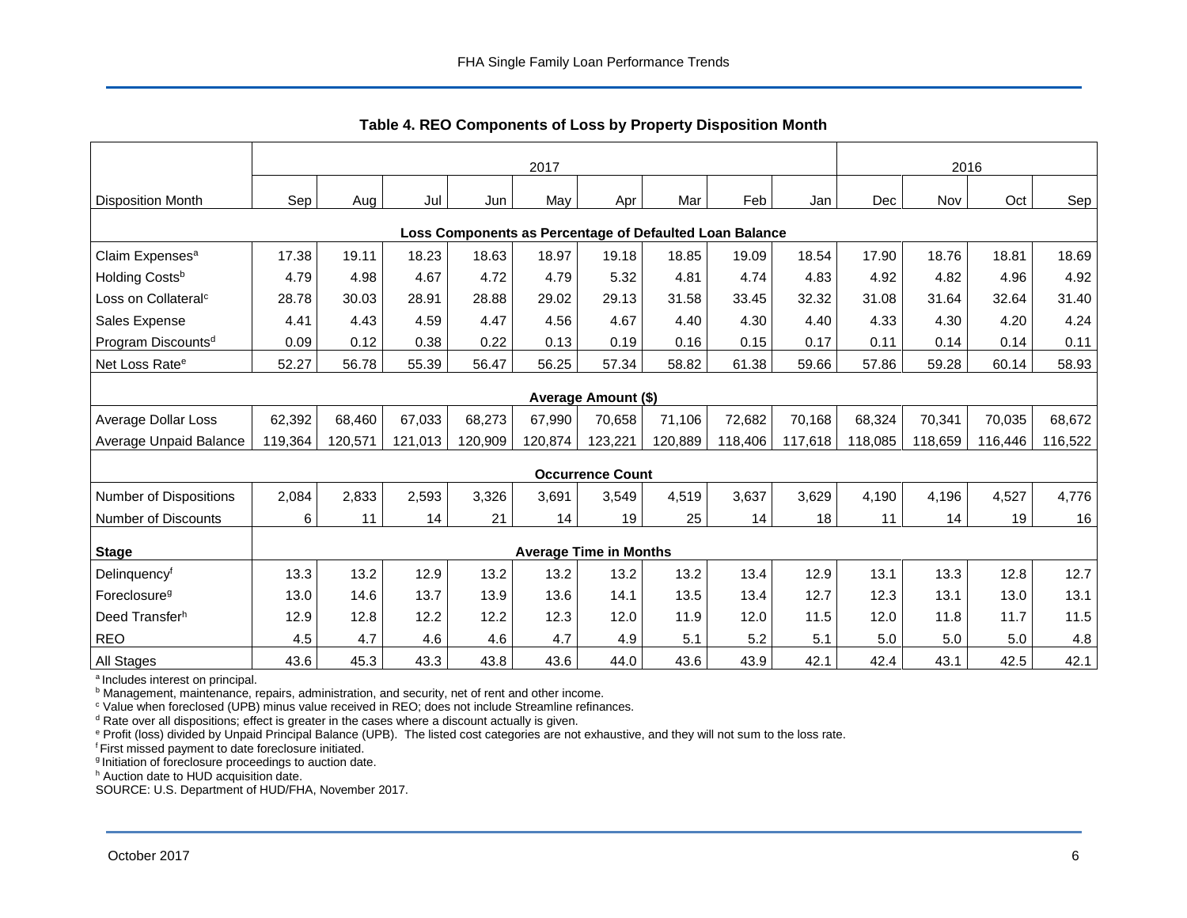## Table 4. REO Components of Loss by Property Disposition Month

| | 2017 | | | | | | | | | 2016 | | | |
|---|---|---|---|---|---|---|---|---|---|---|---|---|---|
| Disposition Month | Sep | Aug | Jul | Jun | May | Apr | Mar | Feb | Jan | Dec | Nov | Oct | Sep |
| **Loss Components as Percentage of Defaulted Loan Balance** | | | | | | | | | | | | | |
| Claim Expenses[a] | 17.38 | 19.11 | 18.23 | 18.63 | 18.97 | 19.18 | 18.85 | 19.09 | 18.54 | 17.90 | 18.76 | 18.81 | 18.69 |
| Holding Costs[b] | 4.79 | 4.98 | 4.67 | 4.72 | 4.79 | 5.32 | 4.81 | 4.74 | 4.83 | 4.92 | 4.82 | 4.96 | 4.92 |
| Loss on Collateral[c] | 28.78 | 30.03 | 28.91 | 28.88 | 29.02 | 29.13 | 31.58 | 33.45 | 32.32 | 31.08 | 31.64 | 32.64 | 31.40 |
| Sales Expense | 4.41 | 4.43 | 4.59 | 4.47 | 4.56 | 4.67 | 4.40 | 4.30 | 4.40 | 4.33 | 4.30 | 4.20 | 4.24 |
| Program Discounts[d] | 0.09 | 0.12 | 0.38 | 0.22 | 0.13 | 0.19 | 0.16 | 0.15 | 0.17 | 0.11 | 0.14 | 0.14 | 0.11 |
| Net Loss Rate[e] | 52.27 | 56.78 | 55.39 | 56.47 | 56.25 | 57.34 | 58.82 | 61.38 | 59.66 | 57.86 | 59.28 | 60.14 | 58.93 |
| **Average Amount ($)** | | | | | | | | | | | | | |
| Average Dollar Loss | 62,392 | 68,460 | 67,033 | 68,273 | 67,990 | 70,658 | 71,106 | 72,682 | 70,168 | 68,324 | 70,341 | 70,035 | 68,672 |
| Average Unpaid Balance | 119,364 | 120,571 | 121,013 | 120,909 | 120,874 | 123,221 | 120,889 | 118,406 | 117,618 | 118,085 | 118,659 | 116,446 | 116,522 |
| **Occurrence Count** | | | | | | | | | | | | | |
| Number of Dispositions | 2,084 | 2,833 | 2,593 | 3,326 | 3,691 | 3,549 | 4,519 | 3,637 | 3,629 | 4,190 | 4,196 | 4,527 | 4,776 |
| Number of Discounts | 6 | 11 | 14 | 21 | 14 | 19 | 25 | 14 | 18 | 11 | 14 | 19 | 16 |
| **Stage** | **Average Time in Months** | | | | | | | | | | | | |
| Delinquency[f] | 13.3 | 13.2 | 12.9 | 13.2 | 13.2 | 13.2 | 13.2 | 13.4 | 12.9 | 13.1 | 13.3 | 12.8 | 12.7 |
| Foreclosure[g] | 13.0 | 14.6 | 13.7 | 13.9 | 13.6 | 14.1 | 13.5 | 13.4 | 12.7 | 12.3 | 13.1 | 13.0 | 13.1 |
| Deed Transfer[h] | 12.9 | 12.8 | 12.2 | 12.2 | 12.3 | 12.0 | 11.9 | 12.0 | 11.5 | 12.0 | 11.8 | 11.7 | 11.5 |
| REO | 4.5 | 4.7 | 4.6 | 4.6 | 4.7 | 4.9 | 5.1 | 5.2 | 5.1 | 5.0 | 5.0 | 5.0 | 4.8 |
| All Stages | 43.6 | 45.3 | 43.3 | 43.8 | 43.6 | 44.0 | 43.6 | 43.9 | 42.1 | 42.4 | 43.1 | 42.5 | 42.1 |

[a] Includes interest on principal.
[b] Management, maintenance, repairs, administration, and security, net of rent and other income.
[c] Value when foreclosed (UPB) minus value received in REO; does not include Streamline refinances.
[d] Rate over all dispositions; effect is greater in the cases where a discount actually is given.
[e] Profit (loss) divided by Unpaid Principal Balance (UPB). The listed cost categories are not exhaustive, and they will not sum to the loss rate.
[f] First missed payment to date foreclosure initiated.
[g] Initiation of foreclosure proceedings to auction date.
[h] Auction date to HUD acquisition date.
SOURCE: U.S. Department of HUD/FHA, November 2017.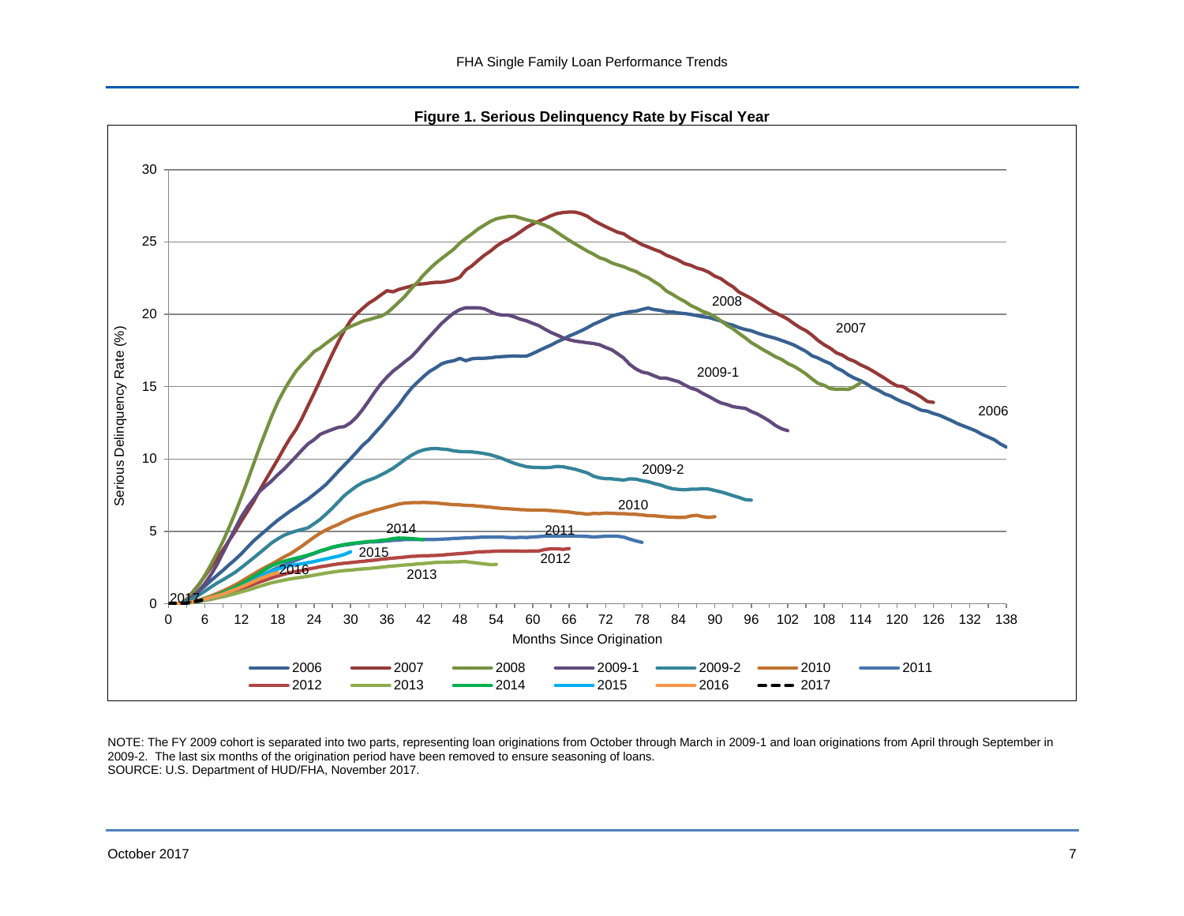**Figure 1. Serious Delinquency Rate by Fiscal Year**

NOTE: The FY 2009 cohort is separated into two parts, representing loan originations from October through March in 2009-1 and loan originations from April through September in 2009-2. The last six months of the origination period have been removed to ensure seasoning of loans.
SOURCE: U.S. Department of HUD/FHA, November 2017.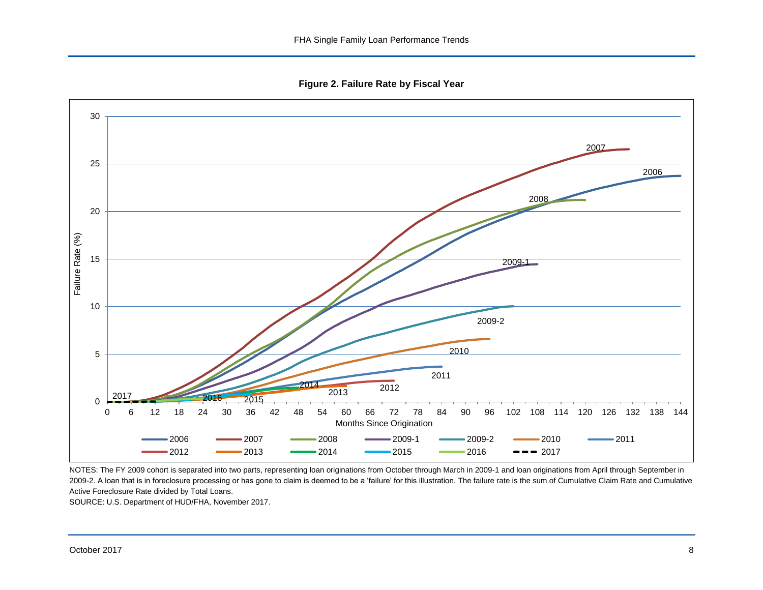**Figure 2. Failure Rate by Fiscal Year**

Failure Rate (%)

30
25
20
15
10
5
0

0 6 12 18 24 30 36 42 48 54 60 66 72 78 84 90 96 102 108 114 120 126 132 138 144

Months Since Origination

2007
2006
2008
2009-1
2009-2
2010
2011
2012
2013
2014
2015
2016
2017

2006 2007 2008 2009-1 2009-2 2010 2011
2012 2013 2014 2015 2016 2017

NOTES: The FY 2009 cohort is separated into two parts, representing loan originations from October through March in 2009-1 and loan originations from April through September in 2009-2. A loan that is in foreclosure processing or has gone to claim is deemed to be a 'failure' for this illustration. The failure rate is the sum of Cumulative Claim Rate and Cumulative Active Foreclosure Rate divided by Total Loans.

SOURCE: U.S. Department of HUD/FHA, November 2017.